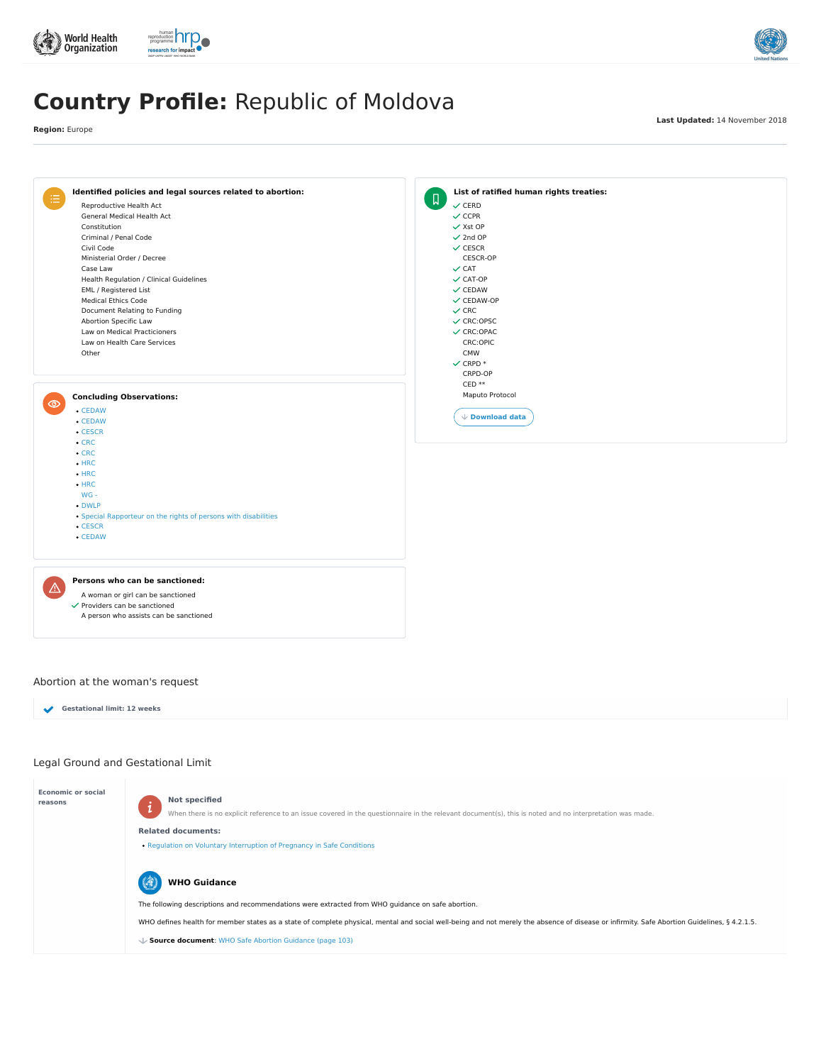# Country Profile: Republic of Moldova

**Region:** Europe

**Last Updated:** 14 November 2018

### Identified policies and legal sources related to abortion:

- Reproductive Health Act
- General Medical Health Act
- Constitution
- Criminal / Penal Code
- Civil Code
- Ministerial Order / Decree
- Case Law
- Health Regulation / Clinical Guidelines
- EML / Registered List
- Medical Ethics Code
- Document Relating to Funding
- Abortion Specific Law
- Law on Medical Practicioners
- Law on Health Care Services
- Other

### Concluding Observations:

- CEDAW
- CEDAW
- CESCR
- CRC
- CRC
- HRC
- HRC
- HRC
- WG -
- DWLP
- Special Rapporteur on the rights of persons with disabilities
- CESCR
- CEDAW

### Persons who can be sanctioned:

- A woman or girl can be sanctioned
- ✓ Providers can be sanctioned
- A person who assists can be sanctioned

### List of ratified human rights treaties:

- ✓ CERD
- ✓ CCPR
- ✓ Xst OP
- ✓ 2nd OP
- ✓ CESCR
- CESCR-OP
- ✓ CAT
- ✓ CAT-OP
- ✓ CEDAW
- ✓ CEDAW-OP
- ✓ CRC
- ✓ CRC:OPSC
- ✓ CRC:OPAC
- CRC:OPIC
- CMW
- ✓ CRPD *
- CRPD-OP
- CED **
- Maputo Protocol

Download data

## Abortion at the woman's request

✓ **Gestational limit: 12 weeks**

## Legal Ground and Gestational Limit

**Economic or social reasons**

**Not specified**

When there is no explicit reference to an issue covered in the questionnaire in the relevant document(s), this is noted and no interpretation was made.

**Related documents:**

- Regulation on Voluntary Interruption of Pregnancy in Safe Conditions

**WHO Guidance**

The following descriptions and recommendations were extracted from WHO guidance on safe abortion.

WHO defines health for member states as a state of complete physical, mental and social well-being and not merely the absence of disease or infirmity. Safe Abortion Guidelines, § 4.2.1.5.

**Source document**: WHO Safe Abortion Guidance (page 103)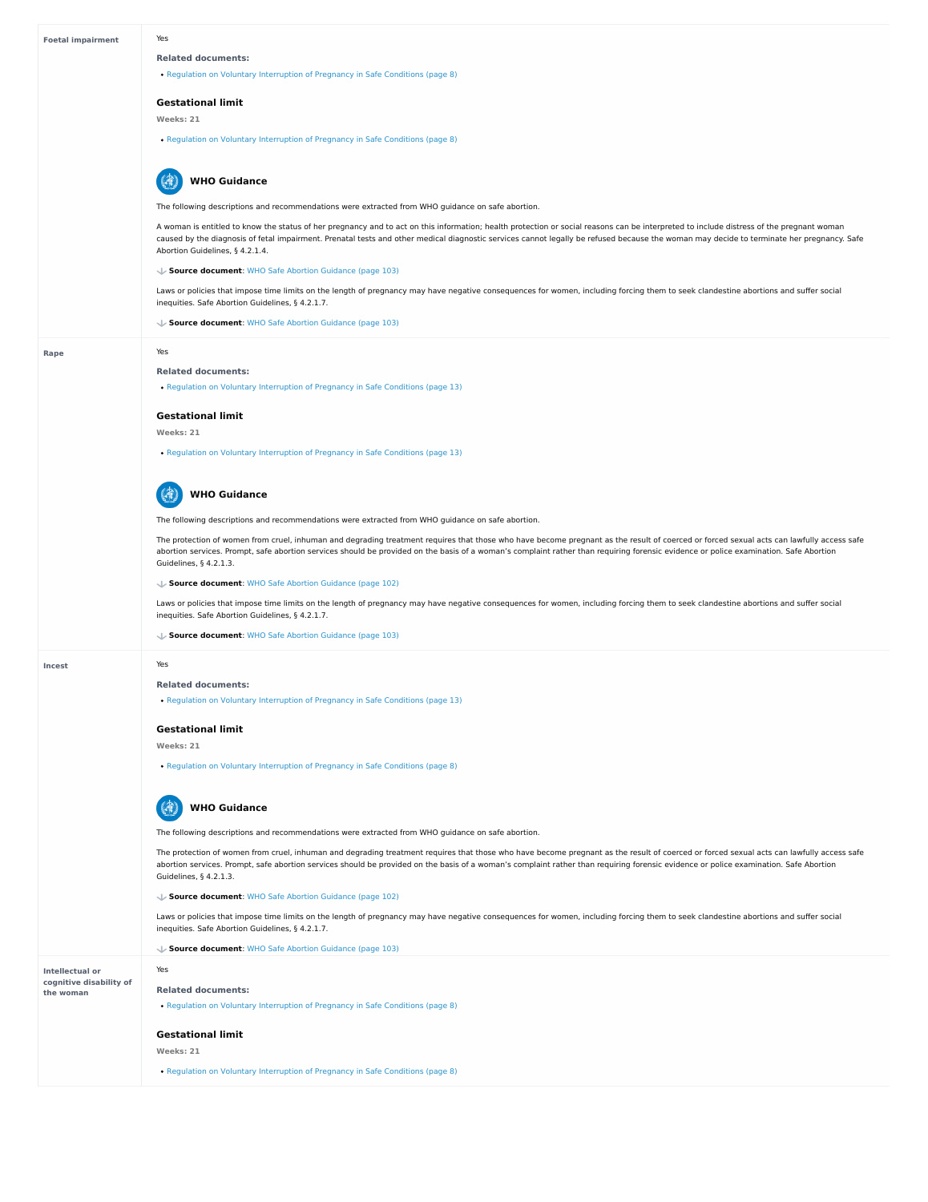## Foetal impairment

Yes

**Related documents:**

- Regulation on Voluntary Interruption of Pregnancy in Safe Conditions (page 8)

### Gestational limit

**Weeks: 21**

- Regulation on Voluntary Interruption of Pregnancy in Safe Conditions (page 8)

### WHO Guidance

The following descriptions and recommendations were extracted from WHO guidance on safe abortion.

A woman is entitled to know the status of her pregnancy and to act on this information; health protection or social reasons can be interpreted to include distress of the pregnant woman caused by the diagnosis of fetal impairment. Prenatal tests and other medical diagnostic services cannot legally be refused because the woman may decide to terminate her pregnancy. Safe Abortion Guidelines, § 4.2.1.4.

**Source document**: WHO Safe Abortion Guidance (page 103)

Laws or policies that impose time limits on the length of pregnancy may have negative consequences for women, including forcing them to seek clandestine abortions and suffer social inequities. Safe Abortion Guidelines, § 4.2.1.7.

**Source document**: WHO Safe Abortion Guidance (page 103)

## Rape

Yes

**Related documents:**

- Regulation on Voluntary Interruption of Pregnancy in Safe Conditions (page 13)

### Gestational limit

**Weeks: 21**

- Regulation on Voluntary Interruption of Pregnancy in Safe Conditions (page 13)

### WHO Guidance

The following descriptions and recommendations were extracted from WHO guidance on safe abortion.

The protection of women from cruel, inhuman and degrading treatment requires that those who have become pregnant as the result of coerced or forced sexual acts can lawfully access safe abortion services. Prompt, safe abortion services should be provided on the basis of a woman's complaint rather than requiring forensic evidence or police examination. Safe Abortion Guidelines, § 4.2.1.3.

**Source document**: WHO Safe Abortion Guidance (page 102)

Laws or policies that impose time limits on the length of pregnancy may have negative consequences for women, including forcing them to seek clandestine abortions and suffer social inequities. Safe Abortion Guidelines, § 4.2.1.7.

**Source document**: WHO Safe Abortion Guidance (page 103)

## Incest

Yes

**Related documents:**

- Regulation on Voluntary Interruption of Pregnancy in Safe Conditions (page 13)

### Gestational limit

**Weeks: 21**

- Regulation on Voluntary Interruption of Pregnancy in Safe Conditions (page 8)

### WHO Guidance

The following descriptions and recommendations were extracted from WHO guidance on safe abortion.

The protection of women from cruel, inhuman and degrading treatment requires that those who have become pregnant as the result of coerced or forced sexual acts can lawfully access safe abortion services. Prompt, safe abortion services should be provided on the basis of a woman's complaint rather than requiring forensic evidence or police examination. Safe Abortion Guidelines, § 4.2.1.3.

**Source document**: WHO Safe Abortion Guidance (page 102)

Laws or policies that impose time limits on the length of pregnancy may have negative consequences for women, including forcing them to seek clandestine abortions and suffer social inequities. Safe Abortion Guidelines, § 4.2.1.7.

**Source document**: WHO Safe Abortion Guidance (page 103)

## Intellectual or cognitive disability of the woman

Yes

**Related documents:**

- Regulation on Voluntary Interruption of Pregnancy in Safe Conditions (page 8)

### Gestational limit

**Weeks: 21**

- Regulation on Voluntary Interruption of Pregnancy in Safe Conditions (page 8)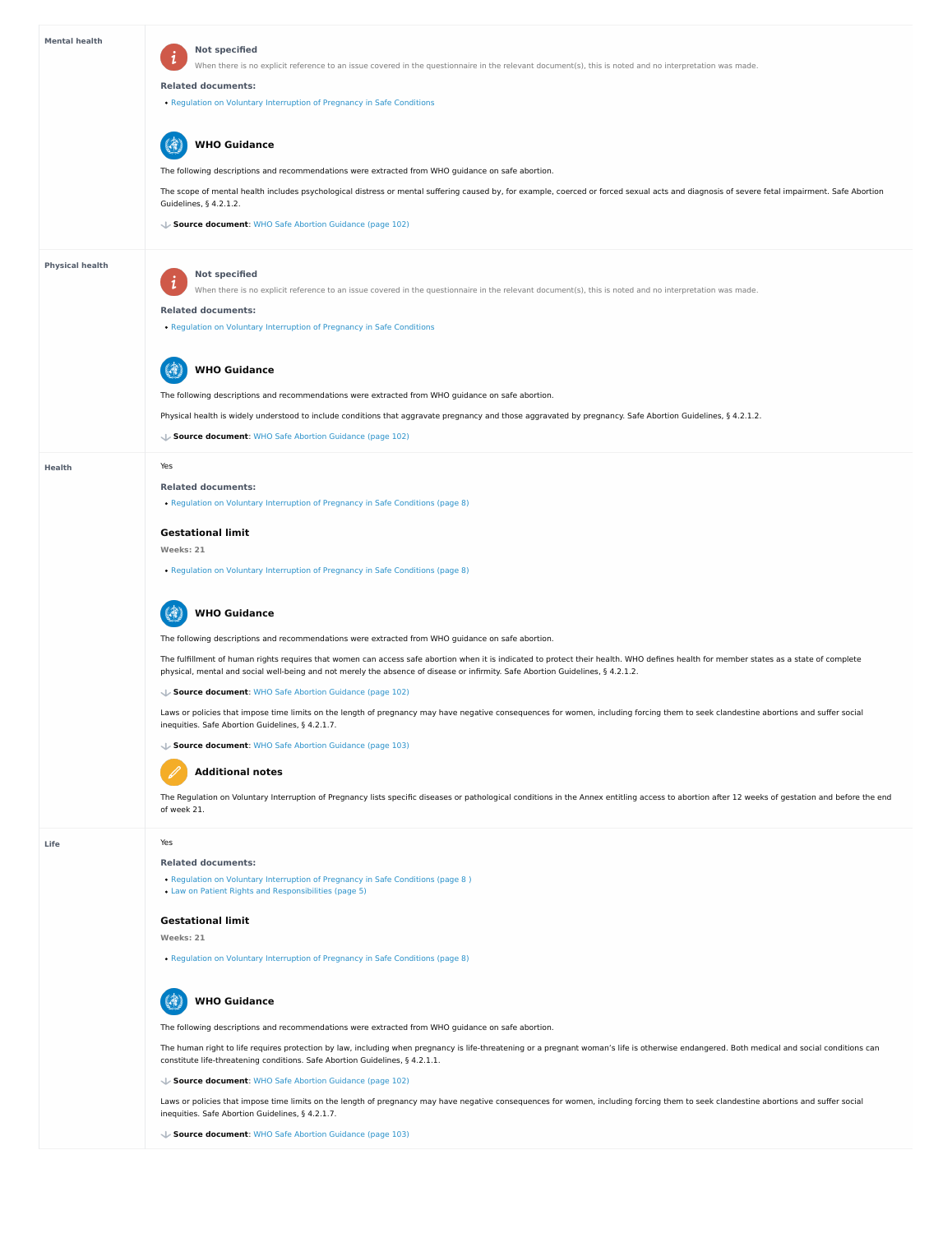## Mental health

**Not specified**

When there is no explicit reference to an issue covered in the questionnaire in the relevant document(s), this is noted and no interpretation was made.

**Related documents:**

- Regulation on Voluntary Interruption of Pregnancy in Safe Conditions

### WHO Guidance

The following descriptions and recommendations were extracted from WHO guidance on safe abortion.

The scope of mental health includes psychological distress or mental suffering caused by, for example, coerced or forced sexual acts and diagnosis of severe fetal impairment. Safe Abortion Guidelines, § 4.2.1.2.

**Source document**: WHO Safe Abortion Guidance (page 102)

## Physical health

**Not specified**

When there is no explicit reference to an issue covered in the questionnaire in the relevant document(s), this is noted and no interpretation was made.

**Related documents:**

- Regulation on Voluntary Interruption of Pregnancy in Safe Conditions

### WHO Guidance

The following descriptions and recommendations were extracted from WHO guidance on safe abortion.

Physical health is widely understood to include conditions that aggravate pregnancy and those aggravated by pregnancy. Safe Abortion Guidelines, § 4.2.1.2.

**Source document**: WHO Safe Abortion Guidance (page 102)

## Health

Yes

**Related documents:**

- Regulation on Voluntary Interruption of Pregnancy in Safe Conditions (page 8)

### Gestational limit

**Weeks: 21**

- Regulation on Voluntary Interruption of Pregnancy in Safe Conditions (page 8)

### WHO Guidance

The following descriptions and recommendations were extracted from WHO guidance on safe abortion.

The fulfillment of human rights requires that women can access safe abortion when it is indicated to protect their health. WHO defines health for member states as a state of complete physical, mental and social well-being and not merely the absence of disease or infirmity. Safe Abortion Guidelines, § 4.2.1.2.

**Source document**: WHO Safe Abortion Guidance (page 102)

Laws or policies that impose time limits on the length of pregnancy may have negative consequences for women, including forcing them to seek clandestine abortions and suffer social inequities. Safe Abortion Guidelines, § 4.2.1.7.

**Source document**: WHO Safe Abortion Guidance (page 103)

### Additional notes

The Regulation on Voluntary Interruption of Pregnancy lists specific diseases or pathological conditions in the Annex entitling access to abortion after 12 weeks of gestation and before the end of week 21.

## Life

Yes

**Related documents:**

- Regulation on Voluntary Interruption of Pregnancy in Safe Conditions (page 8 )
- Law on Patient Rights and Responsibilities (page 5)

### Gestational limit

**Weeks: 21**

- Regulation on Voluntary Interruption of Pregnancy in Safe Conditions (page 8)

### WHO Guidance

The following descriptions and recommendations were extracted from WHO guidance on safe abortion.

The human right to life requires protection by law, including when pregnancy is life-threatening or a pregnant woman's life is otherwise endangered. Both medical and social conditions can constitute life-threatening conditions. Safe Abortion Guidelines, § 4.2.1.1.

**Source document**: WHO Safe Abortion Guidance (page 102)

Laws or policies that impose time limits on the length of pregnancy may have negative consequences for women, including forcing them to seek clandestine abortions and suffer social inequities. Safe Abortion Guidelines, § 4.2.1.7.

**Source document**: WHO Safe Abortion Guidance (page 103)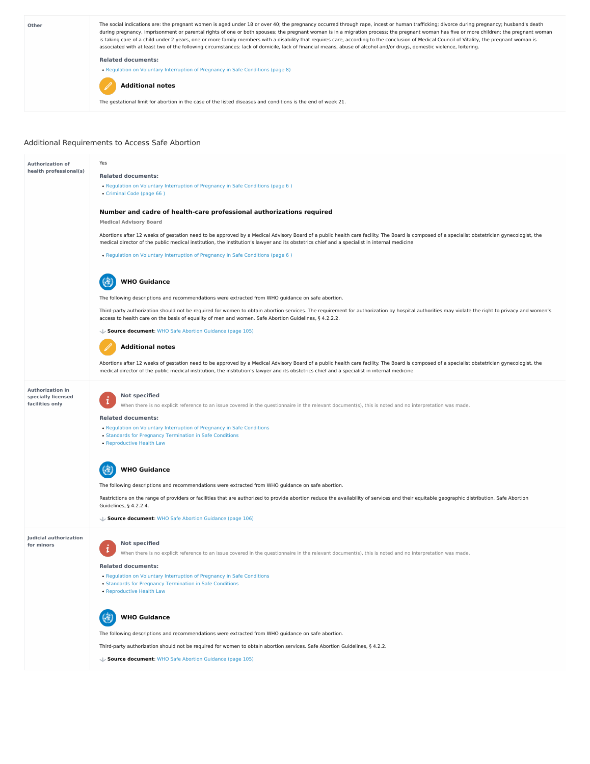**Other**

The social indications are: the pregnant women is aged under 18 or over 40; the pregnancy occurred through rape, incest or human trafficking; divorce during pregnancy; husband's death during pregnancy, imprisonment or parental rights of one or both spouses; the pregnant woman is in a migration process; the pregnant woman has five or more children; the pregnant woman is taking care of a child under 2 years, one or more family members with a disability that requires care, according to the conclusion of Medical Council of Vitality, the pregnant woman is associated with at least two of the following circumstances: lack of domicile, lack of financial means, abuse of alcohol and/or drugs, domestic violence, loitering.

**Related documents:**

- Regulation on Voluntary Interruption of Pregnancy in Safe Conditions (page 8)

**Additional notes**

The gestational limit for abortion in the case of the listed diseases and conditions is the end of week 21.

## Additional Requirements to Access Safe Abortion

### Authorization of health professional(s)

Yes

**Related documents:**

- Regulation on Voluntary Interruption of Pregnancy in Safe Conditions (page 6 )
- Criminal Code (page 66 )

**Number and cadre of health-care professional authorizations required**

**Medical Advisory Board**

Abortions after 12 weeks of gestation need to be approved by a Medical Advisory Board of a public health care facility. The Board is composed of a specialist obstetrician gynecologist, the medical director of the public medical institution, the institution's lawyer and its obstetrics chief and a specialist in internal medicine

- Regulation on Voluntary Interruption of Pregnancy in Safe Conditions (page 6 )

**WHO Guidance**

The following descriptions and recommendations were extracted from WHO guidance on safe abortion.

Third-party authorization should not be required for women to obtain abortion services. The requirement for authorization by hospital authorities may violate the right to privacy and women's access to health care on the basis of equality of men and women. Safe Abortion Guidelines, § 4.2.2.2.

**Source document**: WHO Safe Abortion Guidance (page 105)

**Additional notes**

Abortions after 12 weeks of gestation need to be approved by a Medical Advisory Board of a public health care facility. The Board is composed of a specialist obstetrician gynecologist, the medical director of the public medical institution, the institution's lawyer and its obstetrics chief and a specialist in internal medicine

### Authorization in specially licensed facilities only

**Not specified**

When there is no explicit reference to an issue covered in the questionnaire in the relevant document(s), this is noted and no interpretation was made.

**Related documents:**

- Regulation on Voluntary Interruption of Pregnancy in Safe Conditions
- Standards for Pregnancy Termination in Safe Conditions
- Reproductive Health Law

**WHO Guidance**

The following descriptions and recommendations were extracted from WHO guidance on safe abortion.

Restrictions on the range of providers or facilities that are authorized to provide abortion reduce the availability of services and their equitable geographic distribution. Safe Abortion Guidelines, § 4.2.2.4.

**Source document**: WHO Safe Abortion Guidance (page 106)

### Judicial authorization for minors

**Not specified**

When there is no explicit reference to an issue covered in the questionnaire in the relevant document(s), this is noted and no interpretation was made.

**Related documents:**

- Regulation on Voluntary Interruption of Pregnancy in Safe Conditions
- Standards for Pregnancy Termination in Safe Conditions
- Reproductive Health Law

**WHO Guidance**

The following descriptions and recommendations were extracted from WHO guidance on safe abortion.

Third-party authorization should not be required for women to obtain abortion services. Safe Abortion Guidelines, § 4.2.2.

**Source document**: WHO Safe Abortion Guidance (page 105)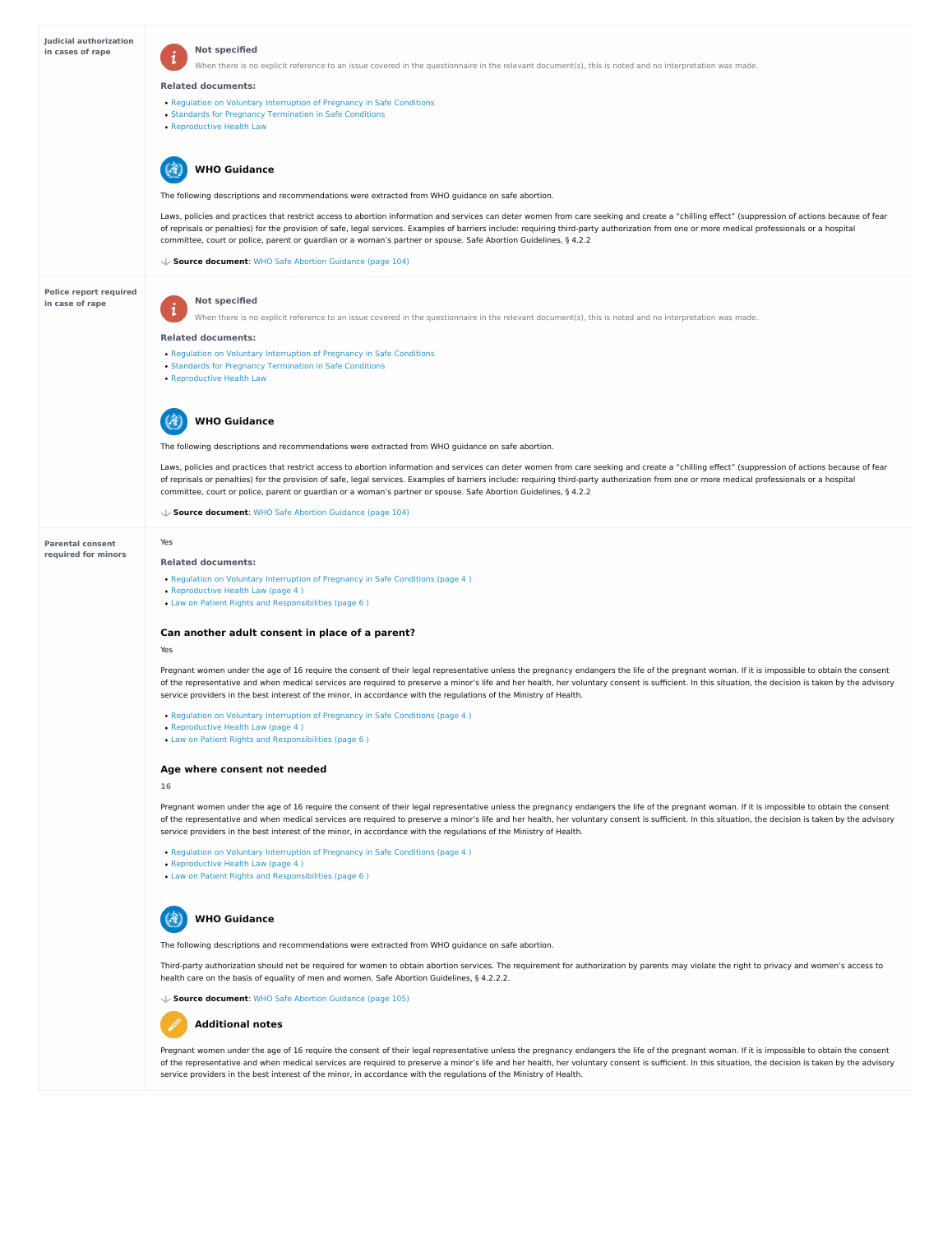**Judicial authorization in cases of rape**

### Not specified

When there is no explicit reference to an issue covered in the questionnaire in the relevant document(s), this is noted and no interpretation was made.

**Related documents:**

- Regulation on Voluntary Interruption of Pregnancy in Safe Conditions
- Standards for Pregnancy Termination in Safe Conditions
- Reproductive Health Law

### WHO Guidance

The following descriptions and recommendations were extracted from WHO guidance on safe abortion.

Laws, policies and practices that restrict access to abortion information and services can deter women from care seeking and create a "chilling effect" (suppression of actions because of fear of reprisals or penalties) for the provision of safe, legal services. Examples of barriers include: requiring third-party authorization from one or more medical professionals or a hospital committee, court or police, parent or guardian or a woman's partner or spouse. Safe Abortion Guidelines, § 4.2.2

**Source document**: WHO Safe Abortion Guidance (page 104)

---

**Police report required in case of rape**

### Not specified

When there is no explicit reference to an issue covered in the questionnaire in the relevant document(s), this is noted and no interpretation was made.

**Related documents:**

- Regulation on Voluntary Interruption of Pregnancy in Safe Conditions
- Standards for Pregnancy Termination in Safe Conditions
- Reproductive Health Law

### WHO Guidance

The following descriptions and recommendations were extracted from WHO guidance on safe abortion.

Laws, policies and practices that restrict access to abortion information and services can deter women from care seeking and create a "chilling effect" (suppression of actions because of fear of reprisals or penalties) for the provision of safe, legal services. Examples of barriers include: requiring third-party authorization from one or more medical professionals or a hospital committee, court or police, parent or guardian or a woman's partner or spouse. Safe Abortion Guidelines, § 4.2.2

**Source document**: WHO Safe Abortion Guidance (page 104)

---

**Parental consent required for minors**

Yes

**Related documents:**

- Regulation on Voluntary Interruption of Pregnancy in Safe Conditions (page 4 )
- Reproductive Health Law (page 4 )
- Law on Patient Rights and Responsibilities (page 6 )

### Can another adult consent in place of a parent?

Yes

Pregnant women under the age of 16 require the consent of their legal representative unless the pregnancy endangers the life of the pregnant woman. If it is impossible to obtain the consent of the representative and when medical services are required to preserve a minor's life and her health, her voluntary consent is sufficient. In this situation, the decision is taken by the advisory service providers in the best interest of the minor, in accordance with the regulations of the Ministry of Health.

- Regulation on Voluntary Interruption of Pregnancy in Safe Conditions (page 4 )
- Reproductive Health Law (page 4 )
- Law on Patient Rights and Responsibilities (page 6 )

### Age where consent not needed

16

Pregnant women under the age of 16 require the consent of their legal representative unless the pregnancy endangers the life of the pregnant woman. If it is impossible to obtain the consent of the representative and when medical services are required to preserve a minor's life and her health, her voluntary consent is sufficient. In this situation, the decision is taken by the advisory service providers in the best interest of the minor, in accordance with the regulations of the Ministry of Health.

- Regulation on Voluntary Interruption of Pregnancy in Safe Conditions (page 4 )
- Reproductive Health Law (page 4 )
- Law on Patient Rights and Responsibilities (page 6 )

### WHO Guidance

The following descriptions and recommendations were extracted from WHO guidance on safe abortion.

Third-party authorization should not be required for women to obtain abortion services. The requirement for authorization by parents may violate the right to privacy and women's access to health care on the basis of equality of men and women. Safe Abortion Guidelines, § 4.2.2.2.

**Source document**: WHO Safe Abortion Guidance (page 105)

### Additional notes

Pregnant women under the age of 16 require the consent of their legal representative unless the pregnancy endangers the life of the pregnant woman. If it is impossible to obtain the consent of the representative and when medical services are required to preserve a minor's life and her health, her voluntary consent is sufficient. In this situation, the decision is taken by the advisory service providers in the best interest of the minor, in accordance with the regulations of the Ministry of Health.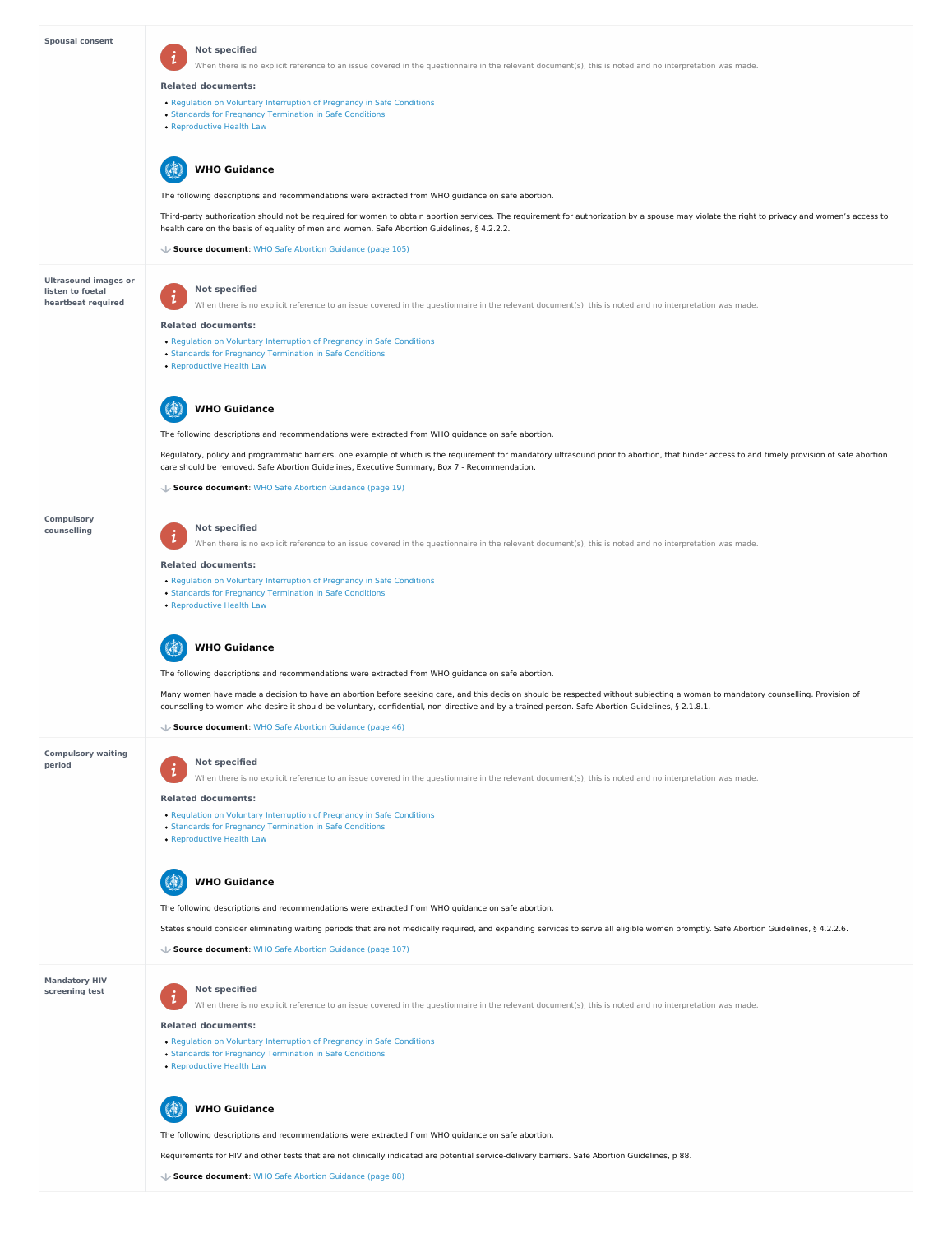## Spousal consent

**Not specified**

When there is no explicit reference to an issue covered in the questionnaire in the relevant document(s), this is noted and no interpretation was made.

**Related documents:**

- Regulation on Voluntary Interruption of Pregnancy in Safe Conditions
- Standards for Pregnancy Termination in Safe Conditions
- Reproductive Health Law

**WHO Guidance**

The following descriptions and recommendations were extracted from WHO guidance on safe abortion.

Third-party authorization should not be required for women to obtain abortion services. The requirement for authorization by a spouse may violate the right to privacy and women's access to health care on the basis of equality of men and women. Safe Abortion Guidelines, § 4.2.2.2.

**Source document**: WHO Safe Abortion Guidance (page 105)

## Ultrasound images or listen to foetal heartbeat required

**Not specified**

When there is no explicit reference to an issue covered in the questionnaire in the relevant document(s), this is noted and no interpretation was made.

**Related documents:**

- Regulation on Voluntary Interruption of Pregnancy in Safe Conditions
- Standards for Pregnancy Termination in Safe Conditions
- Reproductive Health Law

**WHO Guidance**

The following descriptions and recommendations were extracted from WHO guidance on safe abortion.

Regulatory, policy and programmatic barriers, one example of which is the requirement for mandatory ultrasound prior to abortion, that hinder access to and timely provision of safe abortion care should be removed. Safe Abortion Guidelines, Executive Summary, Box 7 - Recommendation.

**Source document**: WHO Safe Abortion Guidance (page 19)

## Compulsory counselling

**Not specified**

When there is no explicit reference to an issue covered in the questionnaire in the relevant document(s), this is noted and no interpretation was made.

**Related documents:**

- Regulation on Voluntary Interruption of Pregnancy in Safe Conditions
- Standards for Pregnancy Termination in Safe Conditions
- Reproductive Health Law

**WHO Guidance**

The following descriptions and recommendations were extracted from WHO guidance on safe abortion.

Many women have made a decision to have an abortion before seeking care, and this decision should be respected without subjecting a woman to mandatory counselling. Provision of counselling to women who desire it should be voluntary, confidential, non-directive and by a trained person. Safe Abortion Guidelines, § 2.1.8.1.

**Source document**: WHO Safe Abortion Guidance (page 46)

## Compulsory waiting period

**Not specified**

When there is no explicit reference to an issue covered in the questionnaire in the relevant document(s), this is noted and no interpretation was made.

**Related documents:**

- Regulation on Voluntary Interruption of Pregnancy in Safe Conditions
- Standards for Pregnancy Termination in Safe Conditions
- Reproductive Health Law

**WHO Guidance**

The following descriptions and recommendations were extracted from WHO guidance on safe abortion.

States should consider eliminating waiting periods that are not medically required, and expanding services to serve all eligible women promptly. Safe Abortion Guidelines, § 4.2.2.6.

**Source document**: WHO Safe Abortion Guidance (page 107)

## Mandatory HIV screening test

**Not specified**

When there is no explicit reference to an issue covered in the questionnaire in the relevant document(s), this is noted and no interpretation was made.

**Related documents:**

- Regulation on Voluntary Interruption of Pregnancy in Safe Conditions
- Standards for Pregnancy Termination in Safe Conditions
- Reproductive Health Law

**WHO Guidance**

The following descriptions and recommendations were extracted from WHO guidance on safe abortion.

Requirements for HIV and other tests that are not clinically indicated are potential service-delivery barriers. Safe Abortion Guidelines, p 88.

**Source document**: WHO Safe Abortion Guidance (page 88)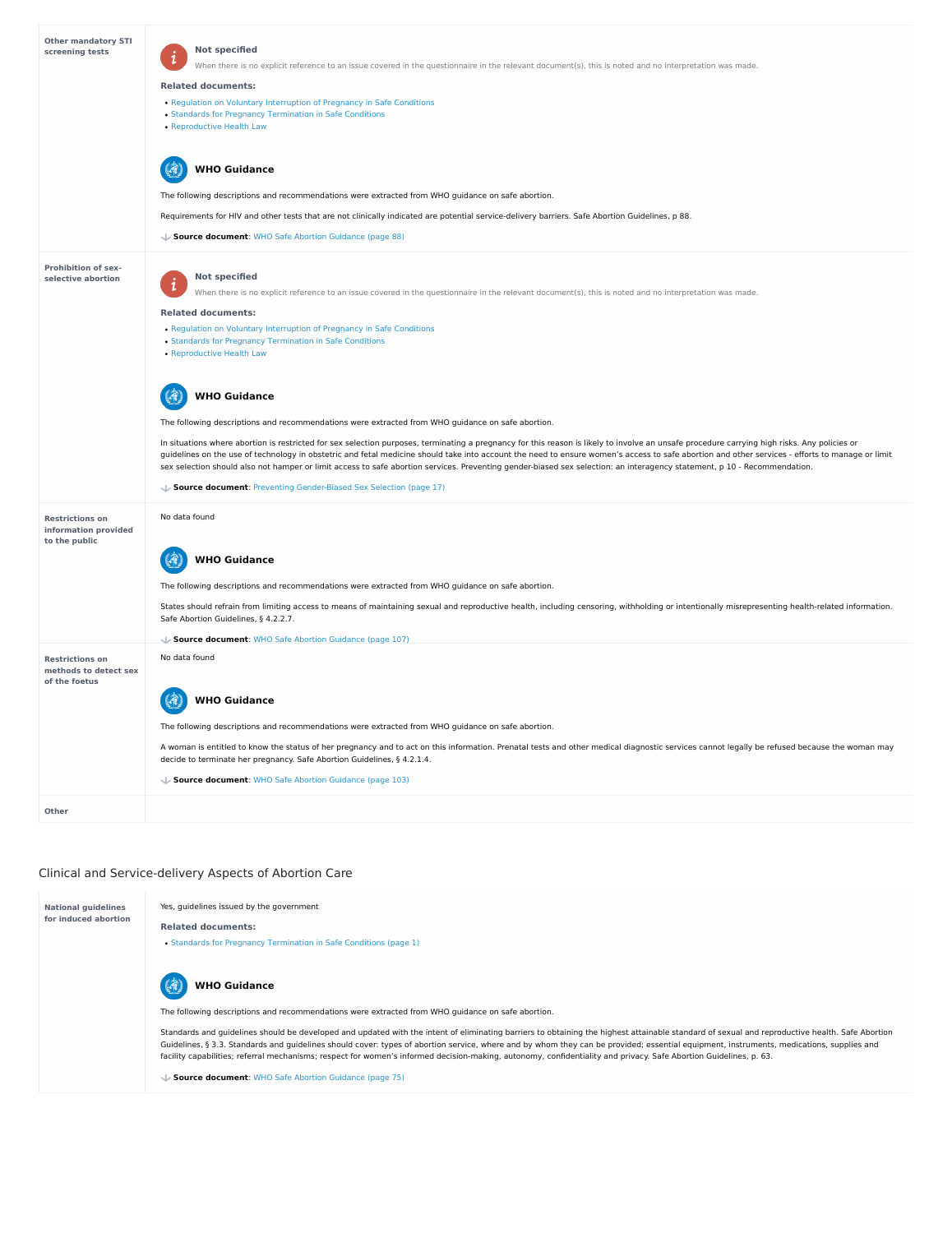**Other mandatory STI screening tests**

**Not specified**

When there is no explicit reference to an issue covered in the questionnaire in the relevant document(s), this is noted and no interpretation was made.

**Related documents:**

- Regulation on Voluntary Interruption of Pregnancy in Safe Conditions
- Standards for Pregnancy Termination in Safe Conditions
- Reproductive Health Law

**WHO Guidance**

The following descriptions and recommendations were extracted from WHO guidance on safe abortion.

Requirements for HIV and other tests that are not clinically indicated are potential service-delivery barriers. Safe Abortion Guidelines, p 88.

**Source document**: WHO Safe Abortion Guidance (page 88)

**Prohibition of sex-selective abortion**

**Not specified**

When there is no explicit reference to an issue covered in the questionnaire in the relevant document(s), this is noted and no interpretation was made.

**Related documents:**

- Regulation on Voluntary Interruption of Pregnancy in Safe Conditions
- Standards for Pregnancy Termination in Safe Conditions
- Reproductive Health Law

**WHO Guidance**

The following descriptions and recommendations were extracted from WHO guidance on safe abortion.

In situations where abortion is restricted for sex selection purposes, terminating a pregnancy for this reason is likely to involve an unsafe procedure carrying high risks. Any policies or guidelines on the use of technology in obstetric and fetal medicine should take into account the need to ensure women's access to safe abortion and other services - efforts to manage or limit sex selection should also not hamper or limit access to safe abortion services. Preventing gender-biased sex selection: an interagency statement, p 10 - Recommendation.

**Source document**: Preventing Gender-Biased Sex Selection (page 17)

**Restrictions on information provided to the public**

No data found

**WHO Guidance**

The following descriptions and recommendations were extracted from WHO guidance on safe abortion.

States should refrain from limiting access to means of maintaining sexual and reproductive health, including censoring, withholding or intentionally misrepresenting health-related information. Safe Abortion Guidelines, § 4.2.2.7.

**Source document**: WHO Safe Abortion Guidance (page 107)

**Restrictions on methods to detect sex of the foetus**

No data found

**WHO Guidance**

The following descriptions and recommendations were extracted from WHO guidance on safe abortion.

A woman is entitled to know the status of her pregnancy and to act on this information. Prenatal tests and other medical diagnostic services cannot legally be refused because the woman may decide to terminate her pregnancy. Safe Abortion Guidelines, § 4.2.1.4.

**Source document**: WHO Safe Abortion Guidance (page 103)

**Other**

## Clinical and Service-delivery Aspects of Abortion Care

**National guidelines for induced abortion**

Yes, guidelines issued by the government

**Related documents:**

- Standards for Pregnancy Termination in Safe Conditions (page 1)

**WHO Guidance**

The following descriptions and recommendations were extracted from WHO guidance on safe abortion.

Standards and guidelines should be developed and updated with the intent of eliminating barriers to obtaining the highest attainable standard of sexual and reproductive health. Safe Abortion Guidelines, § 3.3. Standards and guidelines should cover: types of abortion service, where and by whom they can be provided; essential equipment, instruments, medications, supplies and facility capabilities; referral mechanisms; respect for women's informed decision-making, autonomy, confidentiality and privacy. Safe Abortion Guidelines, p. 63.

**Source document**: WHO Safe Abortion Guidance (page 75)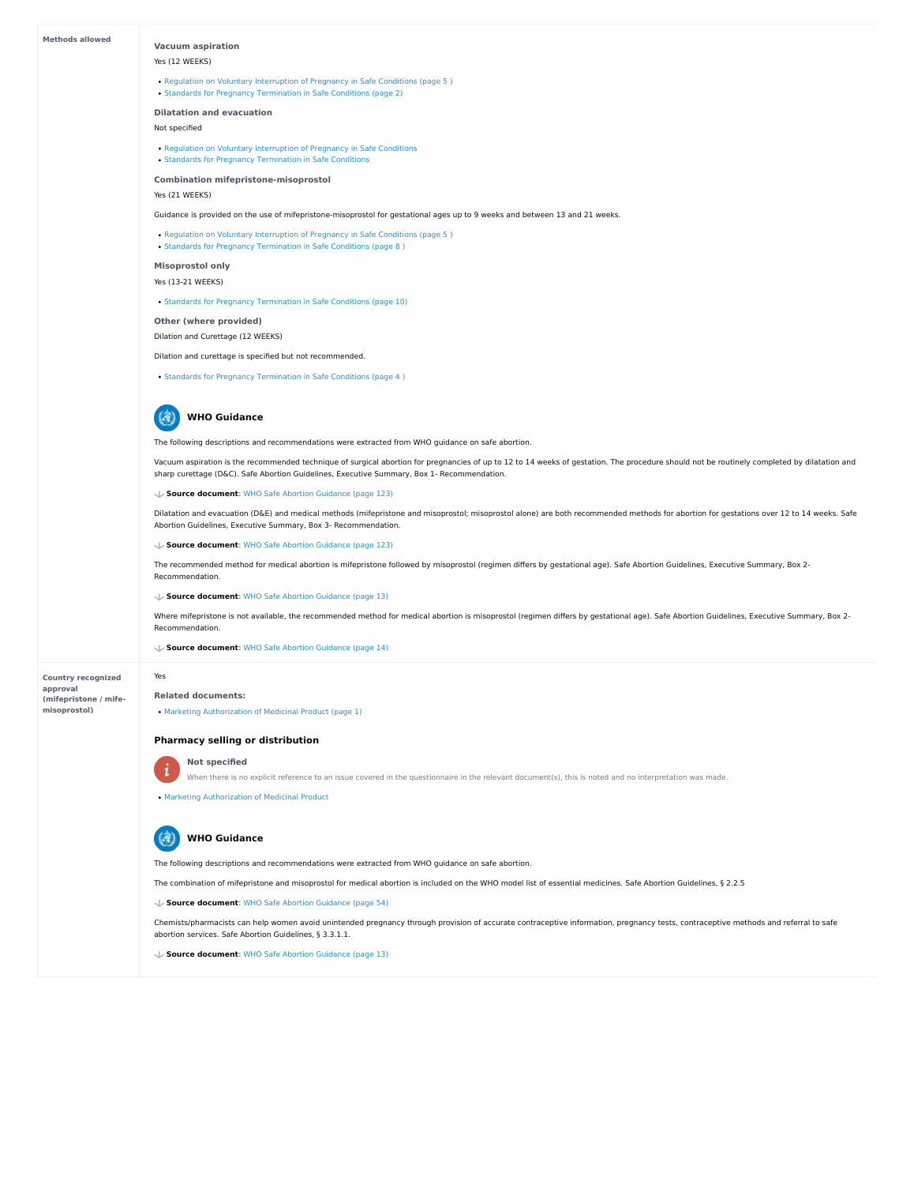**Methods allowed**

### Vacuum aspiration

Yes (12 WEEKS)

- Regulation on Voluntary Interruption of Pregnancy in Safe Conditions (page 5 )
- Standards for Pregnancy Termination in Safe Conditions (page 2)

### Dilatation and evacuation

Not specified

- Regulation on Voluntary Interruption of Pregnancy in Safe Conditions
- Standards for Pregnancy Termination in Safe Conditions

### Combination mifepristone-misoprostol

Yes (21 WEEKS)

Guidance is provided on the use of mifepristone-misoprostol for gestational ages up to 9 weeks and between 13 and 21 weeks.

- Regulation on Voluntary Interruption of Pregnancy in Safe Conditions (page 5 )
- Standards for Pregnancy Termination in Safe Conditions (page 8 )

### Misoprostol only

Yes (13-21 WEEKS)

- Standards for Pregnancy Termination in Safe Conditions (page 10)

### Other (where provided)

Dilation and Curettage (12 WEEKS)

Dilation and curettage is specified but not recommended.

- Standards for Pregnancy Termination in Safe Conditions (page 4 )

### WHO Guidance

The following descriptions and recommendations were extracted from WHO guidance on safe abortion.

Vacuum aspiration is the recommended technique of surgical abortion for pregnancies of up to 12 to 14 weeks of gestation. The procedure should not be routinely completed by dilatation and sharp curettage (D&C). Safe Abortion Guidelines, Executive Summary, Box 1- Recommendation.

**Source document**: WHO Safe Abortion Guidance (page 123)

Dilatation and evacuation (D&E) and medical methods (mifepristone and misoprostol; misoprostol alone) are both recommended methods for abortion for gestations over 12 to 14 weeks. Safe Abortion Guidelines, Executive Summary, Box 3- Recommendation.

**Source document**: WHO Safe Abortion Guidance (page 123)

The recommended method for medical abortion is mifepristone followed by misoprostol (regimen differs by gestational age). Safe Abortion Guidelines, Executive Summary, Box 2- Recommendation.

**Source document**: WHO Safe Abortion Guidance (page 13)

Where mifepristone is not available, the recommended method for medical abortion is misoprostol (regimen differs by gestational age). Safe Abortion Guidelines, Executive Summary, Box 2- Recommendation.

**Source document**: WHO Safe Abortion Guidance (page 14)

**Country recognized approval (mifepristone / mife-misoprostol)**

Yes

### Related documents:

- Marketing Authorization of Medicinal Product (page 1)

## Pharmacy selling or distribution

### Not specified

When there is no explicit reference to an issue covered in the questionnaire in the relevant document(s), this is noted and no interpretation was made.

- Marketing Authorization of Medicinal Product

### WHO Guidance

The following descriptions and recommendations were extracted from WHO guidance on safe abortion.

The combination of mifepristone and misoprostol for medical abortion is included on the WHO model list of essential medicines. Safe Abortion Guidelines, § 2.2.5

**Source document**: WHO Safe Abortion Guidance (page 54)

Chemists/pharmacists can help women avoid unintended pregnancy through provision of accurate contraceptive information, pregnancy tests, contraceptive methods and referral to safe abortion services. Safe Abortion Guidelines, § 3.3.1.1.

**Source document**: WHO Safe Abortion Guidance (page 13)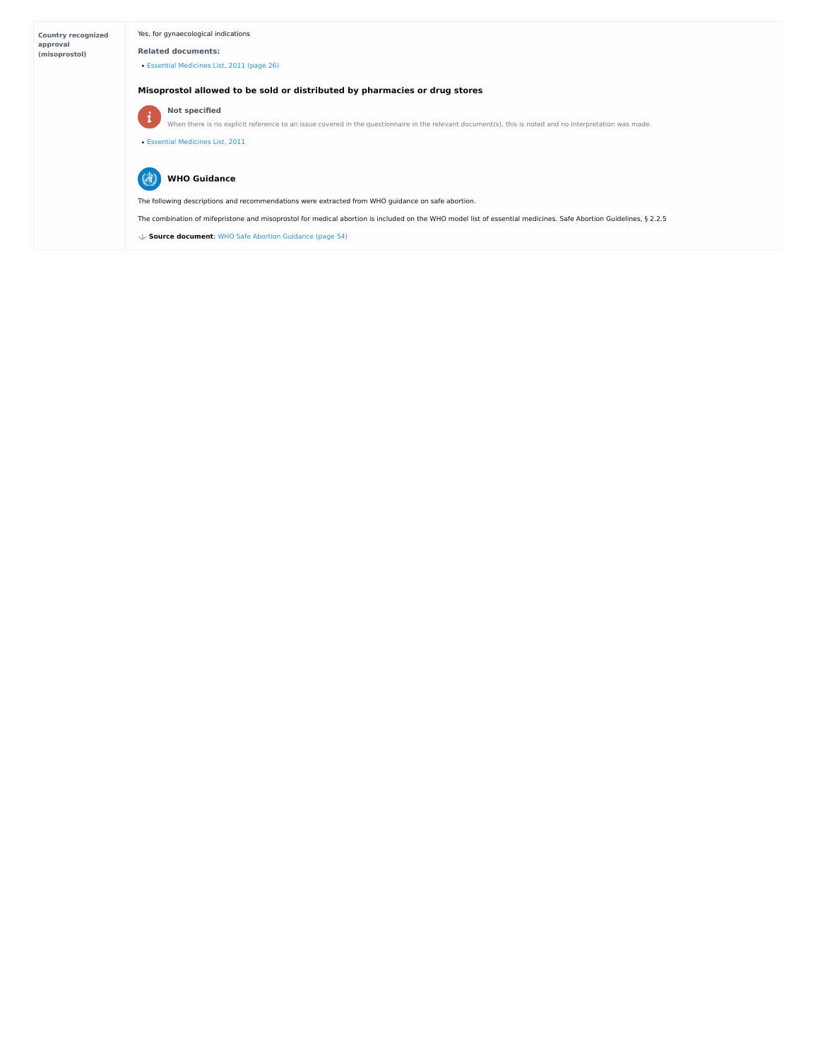**Country recognized approval (misoprostol)**

Yes, for gynaecological indications

**Related documents:**

- Essential Medicines List, 2011 (page 26)

### Misoprostol allowed to be sold or distributed by pharmacies or drug stores

**Not specified**

When there is no explicit reference to an issue covered in the questionnaire in the relevant document(s), this is noted and no interpretation was made.

- Essential Medicines List, 2011

### WHO Guidance

The following descriptions and recommendations were extracted from WHO guidance on safe abortion.

The combination of mifepristone and misoprostol for medical abortion is included on the WHO model list of essential medicines. Safe Abortion Guidelines, § 2.2.5

**Source document**: WHO Safe Abortion Guidance (page 54)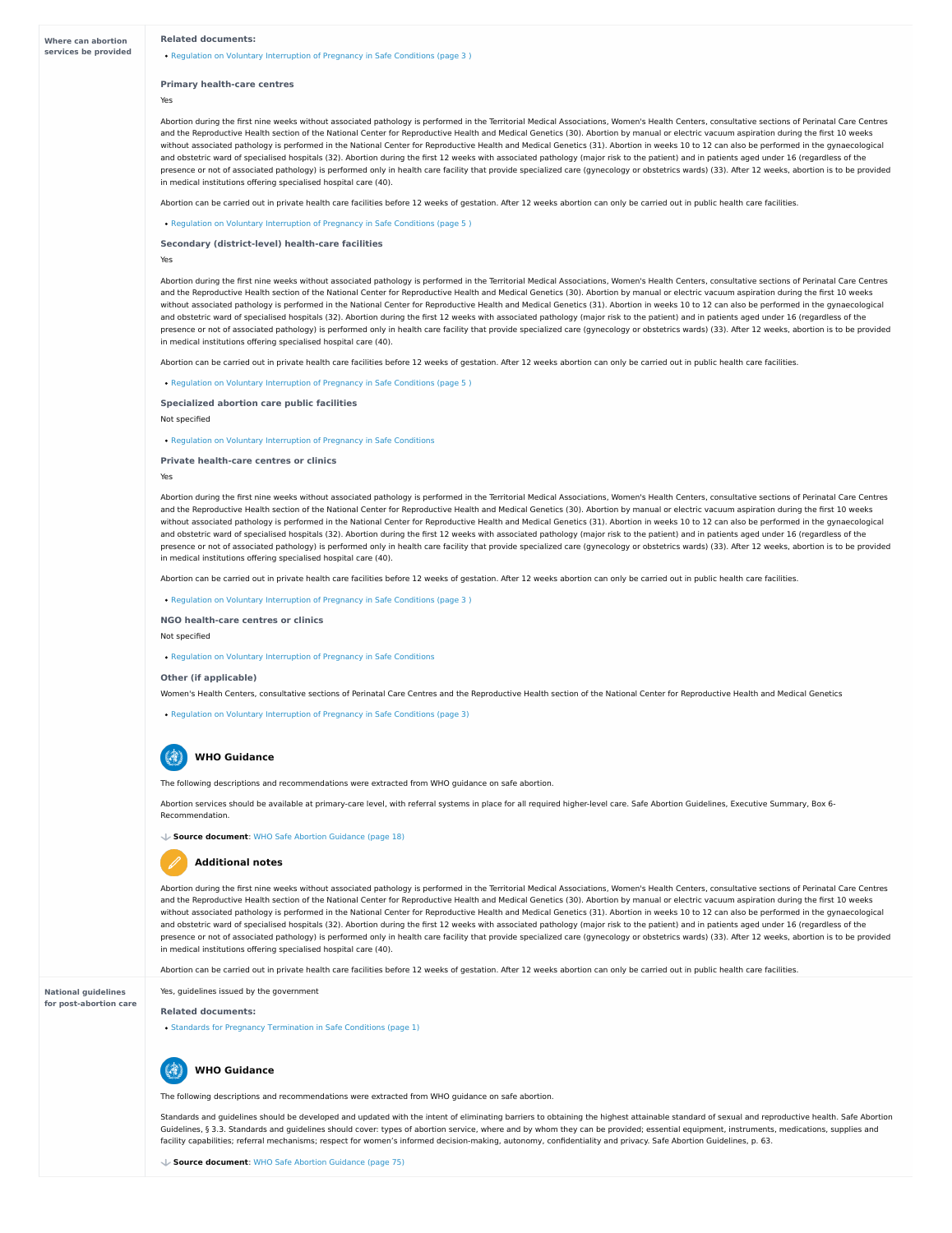**Where can abortion services be provided**

**Related documents:**

- Regulation on Voluntary Interruption of Pregnancy in Safe Conditions (page 3 )

**Primary health-care centres**

Yes

Abortion during the first nine weeks without associated pathology is performed in the Territorial Medical Associations, Women's Health Centers, consultative sections of Perinatal Care Centres and the Reproductive Health section of the National Center for Reproductive Health and Medical Genetics (30). Abortion by manual or electric vacuum aspiration during the first 10 weeks without associated pathology is performed in the National Center for Reproductive Health and Medical Genetics (31). Abortion in weeks 10 to 12 can also be performed in the gynaecological and obstetric ward of specialised hospitals (32). Abortion during the first 12 weeks with associated pathology (major risk to the patient) and in patients aged under 16 (regardless of the presence or not of associated pathology) is performed only in health care facility that provide specialized care (gynecology or obstetrics wards) (33). After 12 weeks, abortion is to be provided in medical institutions offering specialised hospital care (40).

Abortion can be carried out in private health care facilities before 12 weeks of gestation. After 12 weeks abortion can only be carried out in public health care facilities.

- Regulation on Voluntary Interruption of Pregnancy in Safe Conditions (page 5 )

**Secondary (district-level) health-care facilities**

Yes

Abortion during the first nine weeks without associated pathology is performed in the Territorial Medical Associations, Women's Health Centers, consultative sections of Perinatal Care Centres and the Reproductive Health section of the National Center for Reproductive Health and Medical Genetics (30). Abortion by manual or electric vacuum aspiration during the first 10 weeks without associated pathology is performed in the National Center for Reproductive Health and Medical Genetics (31). Abortion in weeks 10 to 12 can also be performed in the gynaecological and obstetric ward of specialised hospitals (32). Abortion during the first 12 weeks with associated pathology (major risk to the patient) and in patients aged under 16 (regardless of the presence or not of associated pathology) is performed only in health care facility that provide specialized care (gynecology or obstetrics wards) (33). After 12 weeks, abortion is to be provided in medical institutions offering specialised hospital care (40).

Abortion can be carried out in private health care facilities before 12 weeks of gestation. After 12 weeks abortion can only be carried out in public health care facilities.

- Regulation on Voluntary Interruption of Pregnancy in Safe Conditions (page 5 )

**Specialized abortion care public facilities**

Not specified

- Regulation on Voluntary Interruption of Pregnancy in Safe Conditions

**Private health-care centres or clinics**

Yes

Abortion during the first nine weeks without associated pathology is performed in the Territorial Medical Associations, Women's Health Centers, consultative sections of Perinatal Care Centres and the Reproductive Health section of the National Center for Reproductive Health and Medical Genetics (30). Abortion by manual or electric vacuum aspiration during the first 10 weeks without associated pathology is performed in the National Center for Reproductive Health and Medical Genetics (31). Abortion in weeks 10 to 12 can also be performed in the gynaecological and obstetric ward of specialised hospitals (32). Abortion during the first 12 weeks with associated pathology (major risk to the patient) and in patients aged under 16 (regardless of the presence or not of associated pathology) is performed only in health care facility that provide specialized care (gynecology or obstetrics wards) (33). After 12 weeks, abortion is to be provided in medical institutions offering specialised hospital care (40).

Abortion can be carried out in private health care facilities before 12 weeks of gestation. After 12 weeks abortion can only be carried out in public health care facilities.

- Regulation on Voluntary Interruption of Pregnancy in Safe Conditions (page 3 )

**NGO health-care centres or clinics**

Not specified

- Regulation on Voluntary Interruption of Pregnancy in Safe Conditions

**Other (if applicable)**

Women's Health Centers, consultative sections of Perinatal Care Centres and the Reproductive Health section of the National Center for Reproductive Health and Medical Genetics

- Regulation on Voluntary Interruption of Pregnancy in Safe Conditions (page 3)

### WHO Guidance

The following descriptions and recommendations were extracted from WHO guidance on safe abortion.

Abortion services should be available at primary-care level, with referral systems in place for all required higher-level care. Safe Abortion Guidelines, Executive Summary, Box 6-Recommendation.

**Source document**: WHO Safe Abortion Guidance (page 18)

### Additional notes

Abortion during the first nine weeks without associated pathology is performed in the Territorial Medical Associations, Women's Health Centers, consultative sections of Perinatal Care Centres and the Reproductive Health section of the National Center for Reproductive Health and Medical Genetics (30). Abortion by manual or electric vacuum aspiration during the first 10 weeks without associated pathology is performed in the National Center for Reproductive Health and Medical Genetics (31). Abortion in weeks 10 to 12 can also be performed in the gynaecological and obstetric ward of specialised hospitals (32). Abortion during the first 12 weeks with associated pathology (major risk to the patient) and in patients aged under 16 (regardless of the presence or not of associated pathology) is performed only in health care facility that provide specialized care (gynecology or obstetrics wards) (33). After 12 weeks, abortion is to be provided in medical institutions offering specialised hospital care (40).

Abortion can be carried out in private health care facilities before 12 weeks of gestation. After 12 weeks abortion can only be carried out in public health care facilities.

**National guidelines for post-abortion care**

Yes, guidelines issued by the government

**Related documents:**

- Standards for Pregnancy Termination in Safe Conditions (page 1)

### WHO Guidance

The following descriptions and recommendations were extracted from WHO guidance on safe abortion.

Standards and guidelines should be developed and updated with the intent of eliminating barriers to obtaining the highest attainable standard of sexual and reproductive health. Safe Abortion Guidelines, § 3.3. Standards and guidelines should cover: types of abortion service, where and by whom they can be provided; essential equipment, instruments, medications, supplies and facility capabilities; referral mechanisms; respect for women's informed decision-making, autonomy, confidentiality and privacy. Safe Abortion Guidelines, p. 63.

**Source document**: WHO Safe Abortion Guidance (page 75)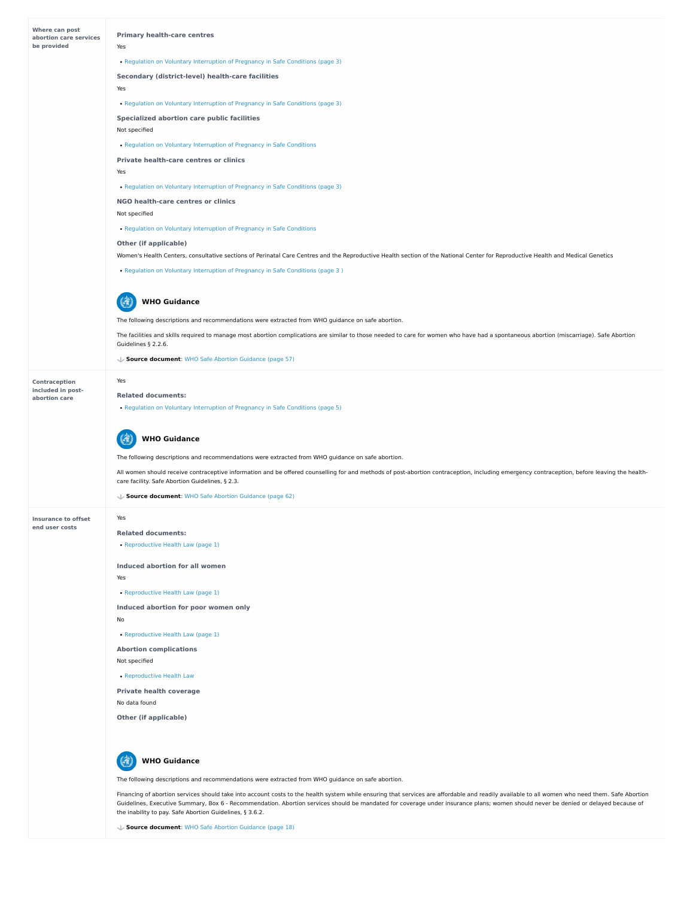| | |
|---|---|
| **Where can post abortion care services be provided** | **Primary health-care centres**<br>Yes<br>• Regulation on Voluntary Interruption of Pregnancy in Safe Conditions (page 3)<br>**Secondary (district-level) health-care facilities**<br>Yes<br>• Regulation on Voluntary Interruption of Pregnancy in Safe Conditions (page 3)<br>**Specialized abortion care public facilities**<br>Not specified<br>• Regulation on Voluntary Interruption of Pregnancy in Safe Conditions<br>**Private health-care centres or clinics**<br>Yes<br>• Regulation on Voluntary Interruption of Pregnancy in Safe Conditions (page 3)<br>**NGO health-care centres or clinics**<br>Not specified<br>• Regulation on Voluntary Interruption of Pregnancy in Safe Conditions<br>**Other (if applicable)**<br>Women's Health Centers, consultative sections of Perinatal Care Centres and the Reproductive Health section of the National Center for Reproductive Health and Medical Genetics<br>• Regulation on Voluntary Interruption of Pregnancy in Safe Conditions (page 3 )<br>**WHO Guidance**<br>The following descriptions and recommendations were extracted from WHO guidance on safe abortion.<br>The facilities and skills required to manage most abortion complications are similar to those needed to care for women who have had a spontaneous abortion (miscarriage). Safe Abortion Guidelines § 2.2.6.<br>**Source document**: WHO Safe Abortion Guidance (page 57) |
| **Contraception included in post-abortion care** | Yes<br>**Related documents:**<br>• Regulation on Voluntary Interruption of Pregnancy in Safe Conditions (page 5)<br>**WHO Guidance**<br>The following descriptions and recommendations were extracted from WHO guidance on safe abortion.<br>All women should receive contraceptive information and be offered counselling for and methods of post-abortion contraception, including emergency contraception, before leaving the health-care facility. Safe Abortion Guidelines, § 2.3.<br>**Source document**: WHO Safe Abortion Guidance (page 62) |
| **Insurance to offset end user costs** | Yes<br>**Related documents:**<br>• Reproductive Health Law (page 1)<br>**Induced abortion for all women**<br>Yes<br>• Reproductive Health Law (page 1)<br>**Induced abortion for poor women only**<br>No<br>• Reproductive Health Law (page 1)<br>**Abortion complications**<br>Not specified<br>• Reproductive Health Law<br>**Private health coverage**<br>No data found<br>**Other (if applicable)**<br>**WHO Guidance**<br>The following descriptions and recommendations were extracted from WHO guidance on safe abortion.<br>Financing of abortion services should take into account costs to the health system while ensuring that services are affordable and readily available to all women who need them. Safe Abortion Guidelines, Executive Summary, Box 6 - Recommendation. Abortion services should be mandated for coverage under insurance plans; women should never be denied or delayed because of the inability to pay. Safe Abortion Guidelines, § 3.6.2.<br>**Source document**: WHO Safe Abortion Guidance (page 18) |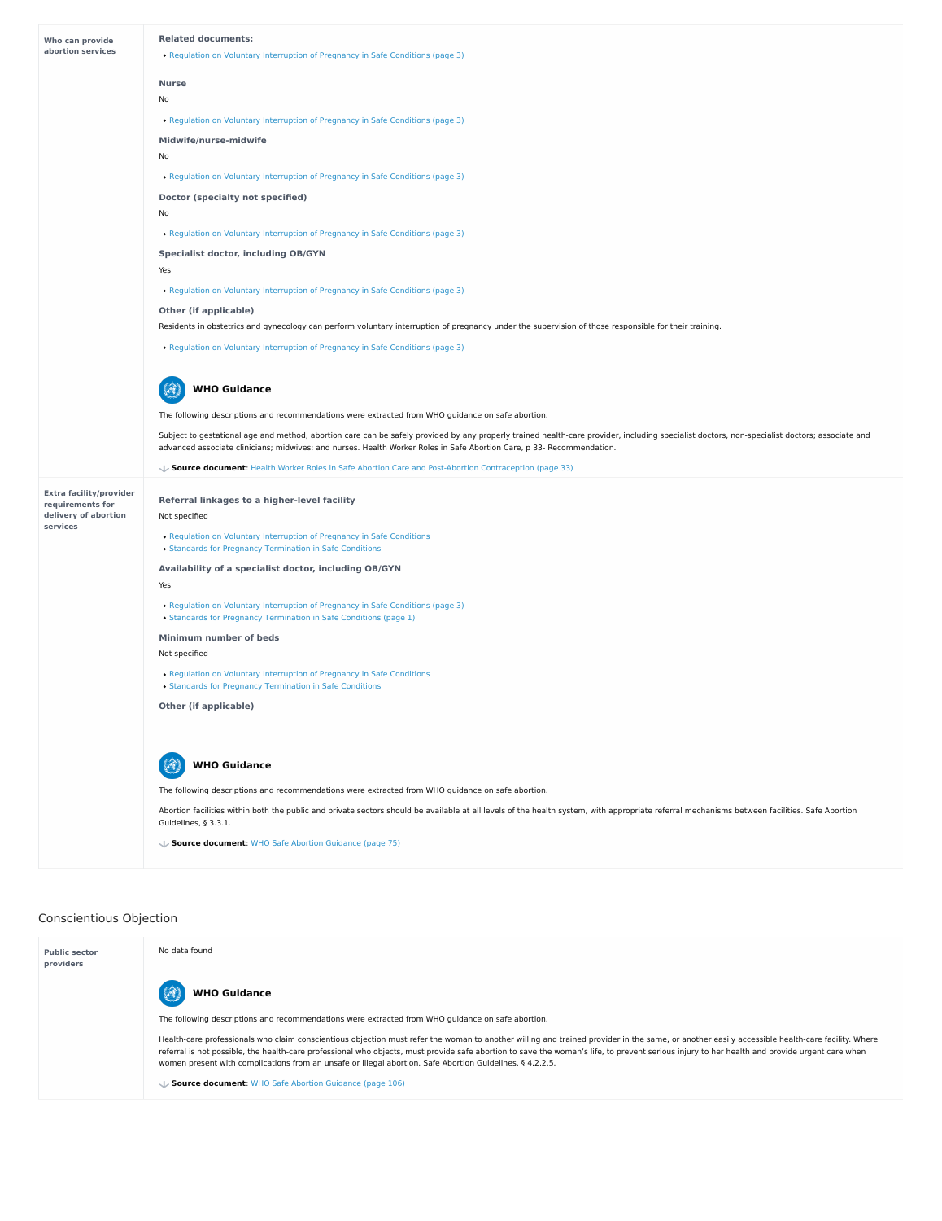| | |
|---|---|
| **Who can provide abortion services** | **Related documents:**<br>• Regulation on Voluntary Interruption of Pregnancy in Safe Conditions (page 3)<br><br>**Nurse**<br>No<br>• Regulation on Voluntary Interruption of Pregnancy in Safe Conditions (page 3)<br><br>**Midwife/nurse-midwife**<br>No<br>• Regulation on Voluntary Interruption of Pregnancy in Safe Conditions (page 3)<br><br>**Doctor (specialty not specified)**<br>No<br>• Regulation on Voluntary Interruption of Pregnancy in Safe Conditions (page 3)<br><br>**Specialist doctor, including OB/GYN**<br>Yes<br>• Regulation on Voluntary Interruption of Pregnancy in Safe Conditions (page 3)<br><br>**Other (if applicable)**<br>Residents in obstetrics and gynecology can perform voluntary interruption of pregnancy under the supervision of those responsible for their training.<br>• Regulation on Voluntary Interruption of Pregnancy in Safe Conditions (page 3)<br><br>**WHO Guidance**<br>The following descriptions and recommendations were extracted from WHO guidance on safe abortion.<br>Subject to gestational age and method, abortion care can be safely provided by any properly trained health-care provider, including specialist doctors, non-specialist doctors; associate and advanced associate clinicians; midwives; and nurses. Health Worker Roles in Safe Abortion Care, p 33- Recommendation.<br>**Source document**: Health Worker Roles in Safe Abortion Care and Post-Abortion Contraception (page 33) |
| **Extra facility/provider requirements for delivery of abortion services** | **Referral linkages to a higher-level facility**<br>Not specified<br>• Regulation on Voluntary Interruption of Pregnancy in Safe Conditions<br>• Standards for Pregnancy Termination in Safe Conditions<br><br>**Availability of a specialist doctor, including OB/GYN**<br>Yes<br>• Regulation on Voluntary Interruption of Pregnancy in Safe Conditions (page 3)<br>• Standards for Pregnancy Termination in Safe Conditions (page 1)<br><br>**Minimum number of beds**<br>Not specified<br>• Regulation on Voluntary Interruption of Pregnancy in Safe Conditions<br>• Standards for Pregnancy Termination in Safe Conditions<br><br>**Other (if applicable)**<br><br>**WHO Guidance**<br>The following descriptions and recommendations were extracted from WHO guidance on safe abortion.<br>Abortion facilities within both the public and private sectors should be available at all levels of the health system, with appropriate referral mechanisms between facilities. Safe Abortion Guidelines, § 3.3.1.<br>**Source document**: WHO Safe Abortion Guidance (page 75) |

## Conscientious Objection

| | |
|---|---|
| **Public sector providers** | No data found<br><br>**WHO Guidance**<br>The following descriptions and recommendations were extracted from WHO guidance on safe abortion.<br>Health-care professionals who claim conscientious objection must refer the woman to another willing and trained provider in the same, or another easily accessible health-care facility. Where referral is not possible, the health-care professional who objects, must provide safe abortion to save the woman's life, to prevent serious injury to her health and provide urgent care when women present with complications from an unsafe or illegal abortion. Safe Abortion Guidelines, § 4.2.2.5.<br>**Source document**: WHO Safe Abortion Guidance (page 106) |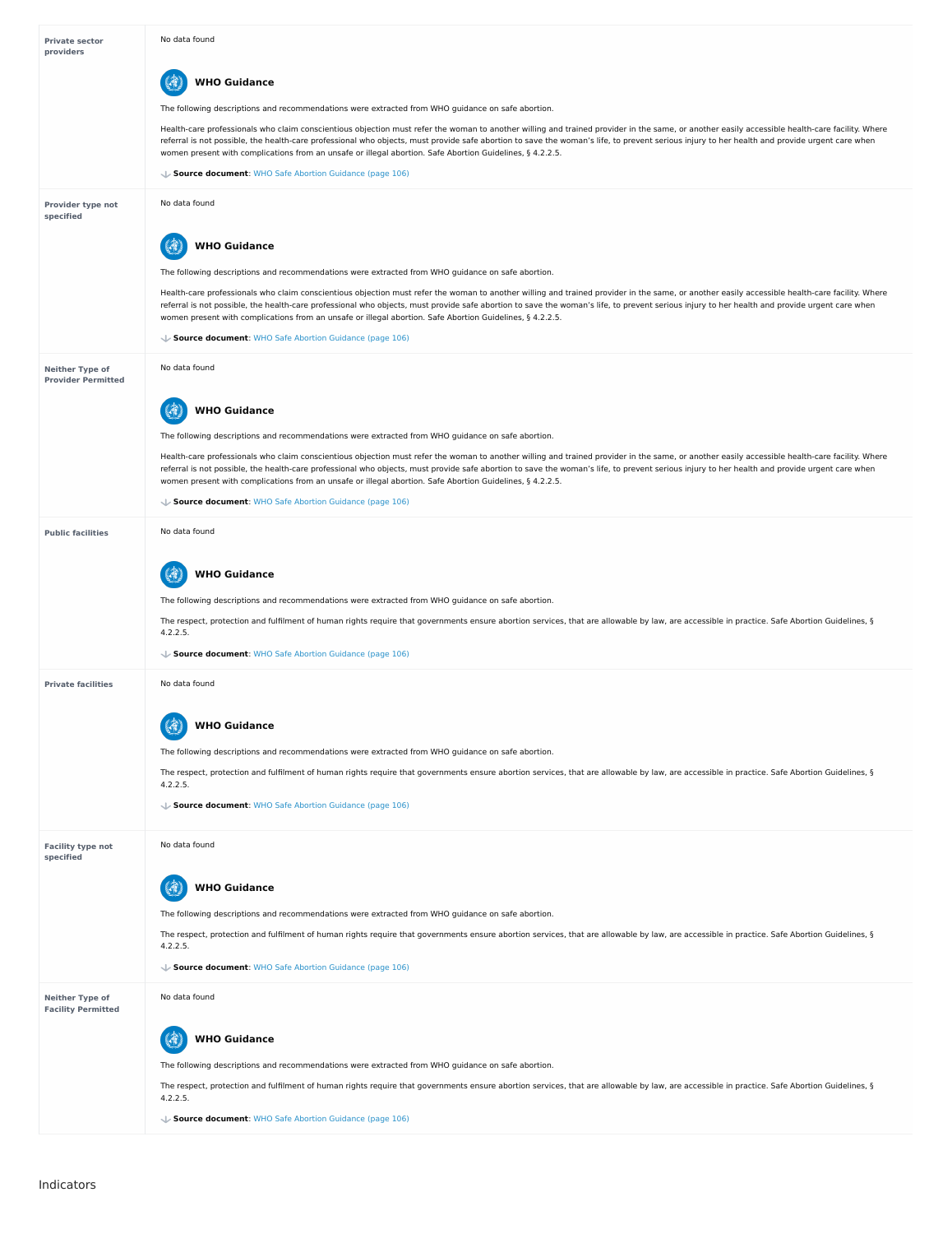| | |
|---|---|
| **Private sector providers** | No data found<br><br>**WHO Guidance**<br><br>The following descriptions and recommendations were extracted from WHO guidance on safe abortion.<br><br>Health-care professionals who claim conscientious objection must refer the woman to another willing and trained provider in the same, or another easily accessible health-care facility. Where referral is not possible, the health-care professional who objects, must provide safe abortion to save the woman's life, to prevent serious injury to her health and provide urgent care when women present with complications from an unsafe or illegal abortion. Safe Abortion Guidelines, § 4.2.2.5.<br><br>**Source document**: WHO Safe Abortion Guidance (page 106) |
| **Provider type not specified** | No data found<br><br>**WHO Guidance**<br><br>The following descriptions and recommendations were extracted from WHO guidance on safe abortion.<br><br>Health-care professionals who claim conscientious objection must refer the woman to another willing and trained provider in the same, or another easily accessible health-care facility. Where referral is not possible, the health-care professional who objects, must provide safe abortion to save the woman's life, to prevent serious injury to her health and provide urgent care when women present with complications from an unsafe or illegal abortion. Safe Abortion Guidelines, § 4.2.2.5.<br><br>**Source document**: WHO Safe Abortion Guidance (page 106) |
| **Neither Type of Provider Permitted** | No data found<br><br>**WHO Guidance**<br><br>The following descriptions and recommendations were extracted from WHO guidance on safe abortion.<br><br>Health-care professionals who claim conscientious objection must refer the woman to another willing and trained provider in the same, or another easily accessible health-care facility. Where referral is not possible, the health-care professional who objects, must provide safe abortion to save the woman's life, to prevent serious injury to her health and provide urgent care when women present with complications from an unsafe or illegal abortion. Safe Abortion Guidelines, § 4.2.2.5.<br><br>**Source document**: WHO Safe Abortion Guidance (page 106) |
| **Public facilities** | No data found<br><br>**WHO Guidance**<br><br>The following descriptions and recommendations were extracted from WHO guidance on safe abortion.<br><br>The respect, protection and fulfilment of human rights require that governments ensure abortion services, that are allowable by law, are accessible in practice. Safe Abortion Guidelines, § 4.2.2.5.<br><br>**Source document**: WHO Safe Abortion Guidance (page 106) |
| **Private facilities** | No data found<br><br>**WHO Guidance**<br><br>The following descriptions and recommendations were extracted from WHO guidance on safe abortion.<br><br>The respect, protection and fulfilment of human rights require that governments ensure abortion services, that are allowable by law, are accessible in practice. Safe Abortion Guidelines, § 4.2.2.5.<br><br>**Source document**: WHO Safe Abortion Guidance (page 106) |
| **Facility type not specified** | No data found<br><br>**WHO Guidance**<br><br>The following descriptions and recommendations were extracted from WHO guidance on safe abortion.<br><br>The respect, protection and fulfilment of human rights require that governments ensure abortion services, that are allowable by law, are accessible in practice. Safe Abortion Guidelines, § 4.2.2.5.<br><br>**Source document**: WHO Safe Abortion Guidance (page 106) |
| **Neither Type of Facility Permitted** | No data found<br><br>**WHO Guidance**<br><br>The following descriptions and recommendations were extracted from WHO guidance on safe abortion.<br><br>The respect, protection and fulfilment of human rights require that governments ensure abortion services, that are allowable by law, are accessible in practice. Safe Abortion Guidelines, § 4.2.2.5.<br><br>**Source document**: WHO Safe Abortion Guidance (page 106) |

## Indicators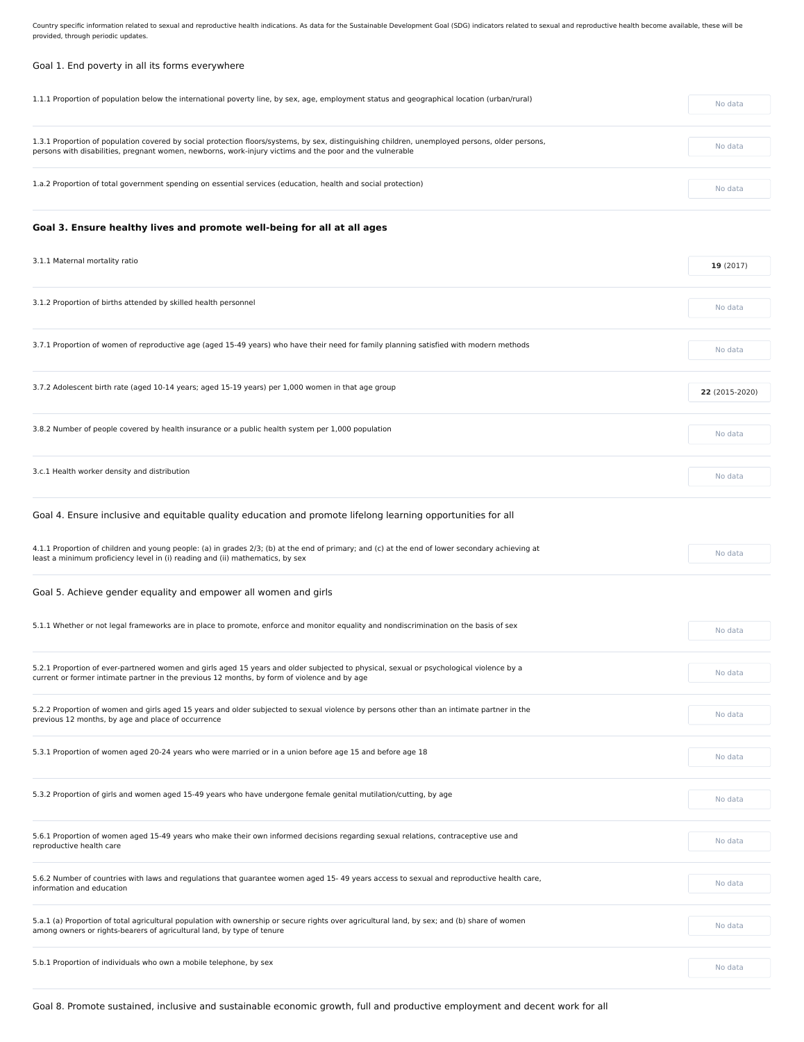Country specific information related to sexual and reproductive health indications. As data for the Sustainable Development Goal (SDG) indicators related to sexual and reproductive health become available, these will be provided, through periodic updates.

## Goal 1. End poverty in all its forms everywhere

| Indicator | Value |
|---|---|
| 1.1.1 Proportion of population below the international poverty line, by sex, age, employment status and geographical location (urban/rural) | No data |
| 1.3.1 Proportion of population covered by social protection floors/systems, by sex, distinguishing children, unemployed persons, older persons, persons with disabilities, pregnant women, newborns, work-injury victims and the poor and the vulnerable | No data |
| 1.a.2 Proportion of total government spending on essential services (education, health and social protection) | No data |

## Goal 3. Ensure healthy lives and promote well-being for all at all ages

| Indicator | Value |
|---|---|
| 3.1.1 Maternal mortality ratio | **19** (2017) |
| 3.1.2 Proportion of births attended by skilled health personnel | No data |
| 3.7.1 Proportion of women of reproductive age (aged 15-49 years) who have their need for family planning satisfied with modern methods | No data |
| 3.7.2 Adolescent birth rate (aged 10-14 years; aged 15-19 years) per 1,000 women in that age group | **22** (2015-2020) |
| 3.8.2 Number of people covered by health insurance or a public health system per 1,000 population | No data |
| 3.c.1 Health worker density and distribution | No data |

## Goal 4. Ensure inclusive and equitable quality education and promote lifelong learning opportunities for all

| Indicator | Value |
|---|---|
| 4.1.1 Proportion of children and young people: (a) in grades 2/3; (b) at the end of primary; and (c) at the end of lower secondary achieving at least a minimum proficiency level in (i) reading and (ii) mathematics, by sex | No data |

## Goal 5. Achieve gender equality and empower all women and girls

| Indicator | Value |
|---|---|
| 5.1.1 Whether or not legal frameworks are in place to promote, enforce and monitor equality and nondiscrimination on the basis of sex | No data |
| 5.2.1 Proportion of ever-partnered women and girls aged 15 years and older subjected to physical, sexual or psychological violence by a current or former intimate partner in the previous 12 months, by form of violence and by age | No data |
| 5.2.2 Proportion of women and girls aged 15 years and older subjected to sexual violence by persons other than an intimate partner in the previous 12 months, by age and place of occurrence | No data |
| 5.3.1 Proportion of women aged 20-24 years who were married or in a union before age 15 and before age 18 | No data |
| 5.3.2 Proportion of girls and women aged 15-49 years who have undergone female genital mutilation/cutting, by age | No data |
| 5.6.1 Proportion of women aged 15-49 years who make their own informed decisions regarding sexual relations, contraceptive use and reproductive health care | No data |
| 5.6.2 Number of countries with laws and regulations that guarantee women aged 15- 49 years access to sexual and reproductive health care, information and education | No data |
| 5.a.1 (a) Proportion of total agricultural population with ownership or secure rights over agricultural land, by sex; and (b) share of women among owners or rights-bearers of agricultural land, by type of tenure | No data |
| 5.b.1 Proportion of individuals who own a mobile telephone, by sex | No data |

## Goal 8. Promote sustained, inclusive and sustainable economic growth, full and productive employment and decent work for all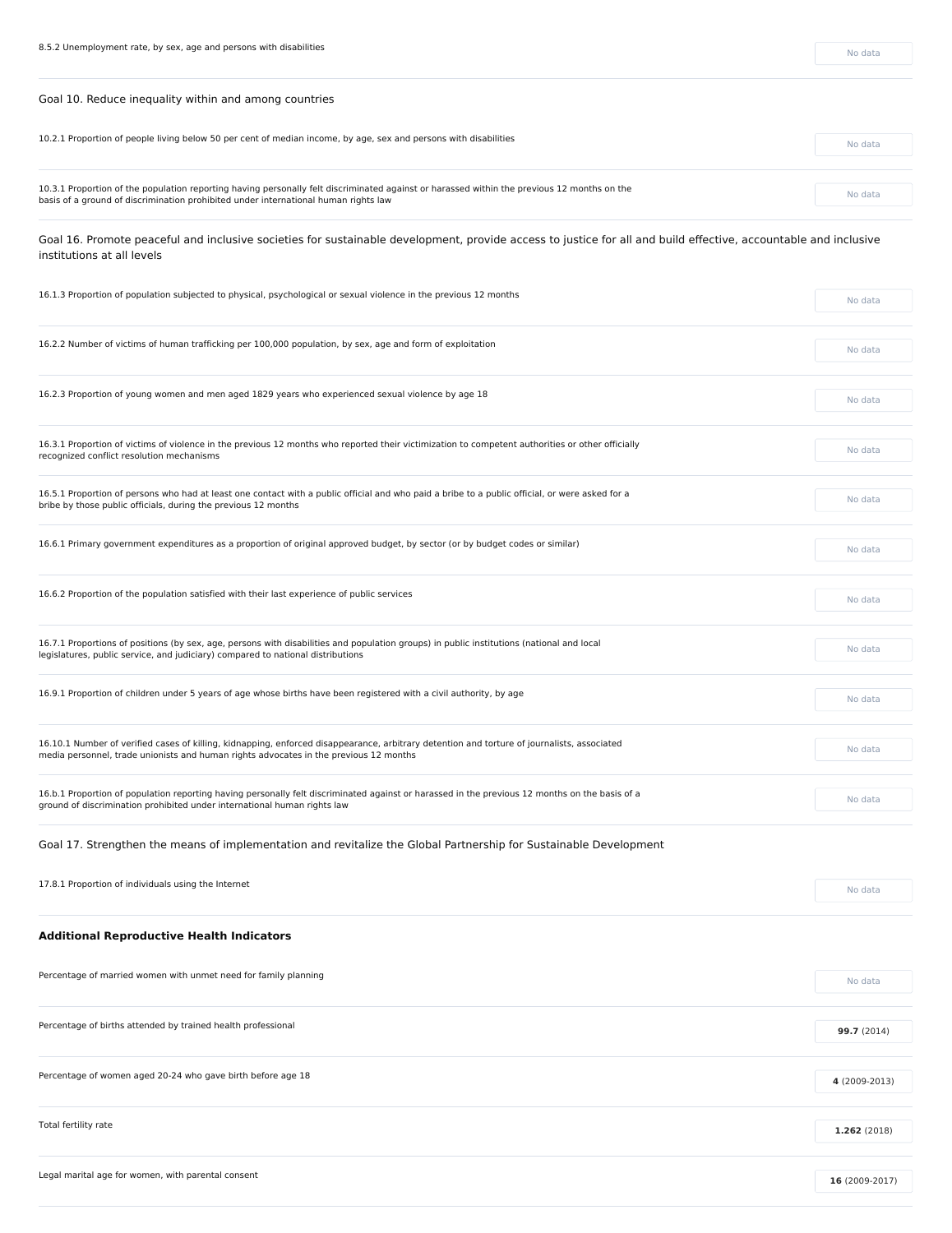| Indicator | Value |
|---|---|
| 8.5.2 Unemployment rate, by sex, age and persons with disabilities | No data |

## Goal 10. Reduce inequality within and among countries

| Indicator | Value |
|---|---|
| 10.2.1 Proportion of people living below 50 per cent of median income, by age, sex and persons with disabilities | No data |
| 10.3.1 Proportion of the population reporting having personally felt discriminated against or harassed within the previous 12 months on the basis of a ground of discrimination prohibited under international human rights law | No data |

## Goal 16. Promote peaceful and inclusive societies for sustainable development, provide access to justice for all and build effective, accountable and inclusive institutions at all levels

| Indicator | Value |
|---|---|
| 16.1.3 Proportion of population subjected to physical, psychological or sexual violence in the previous 12 months | No data |
| 16.2.2 Number of victims of human trafficking per 100,000 population, by sex, age and form of exploitation | No data |
| 16.2.3 Proportion of young women and men aged 1829 years who experienced sexual violence by age 18 | No data |
| 16.3.1 Proportion of victims of violence in the previous 12 months who reported their victimization to competent authorities or other officially recognized conflict resolution mechanisms | No data |
| 16.5.1 Proportion of persons who had at least one contact with a public official and who paid a bribe to a public official, or were asked for a bribe by those public officials, during the previous 12 months | No data |
| 16.6.1 Primary government expenditures as a proportion of original approved budget, by sector (or by budget codes or similar) | No data |
| 16.6.2 Proportion of the population satisfied with their last experience of public services | No data |
| 16.7.1 Proportions of positions (by sex, age, persons with disabilities and population groups) in public institutions (national and local legislatures, public service, and judiciary) compared to national distributions | No data |
| 16.9.1 Proportion of children under 5 years of age whose births have been registered with a civil authority, by age | No data |
| 16.10.1 Number of verified cases of killing, kidnapping, enforced disappearance, arbitrary detention and torture of journalists, associated media personnel, trade unionists and human rights advocates in the previous 12 months | No data |
| 16.b.1 Proportion of population reporting having personally felt discriminated against or harassed in the previous 12 months on the basis of a ground of discrimination prohibited under international human rights law | No data |

## Goal 17. Strengthen the means of implementation and revitalize the Global Partnership for Sustainable Development

| Indicator | Value |
|---|---|
| 17.8.1 Proportion of individuals using the Internet | No data |

## **Additional Reproductive Health Indicators**

| Indicator | Value |
|---|---|
| Percentage of married women with unmet need for family planning | No data |
| Percentage of births attended by trained health professional | **99.7** (2014) |
| Percentage of women aged 20-24 who gave birth before age 18 | **4** (2009-2013) |
| Total fertility rate | **1.262** (2018) |
| Legal marital age for women, with parental consent | **16** (2009-2017) |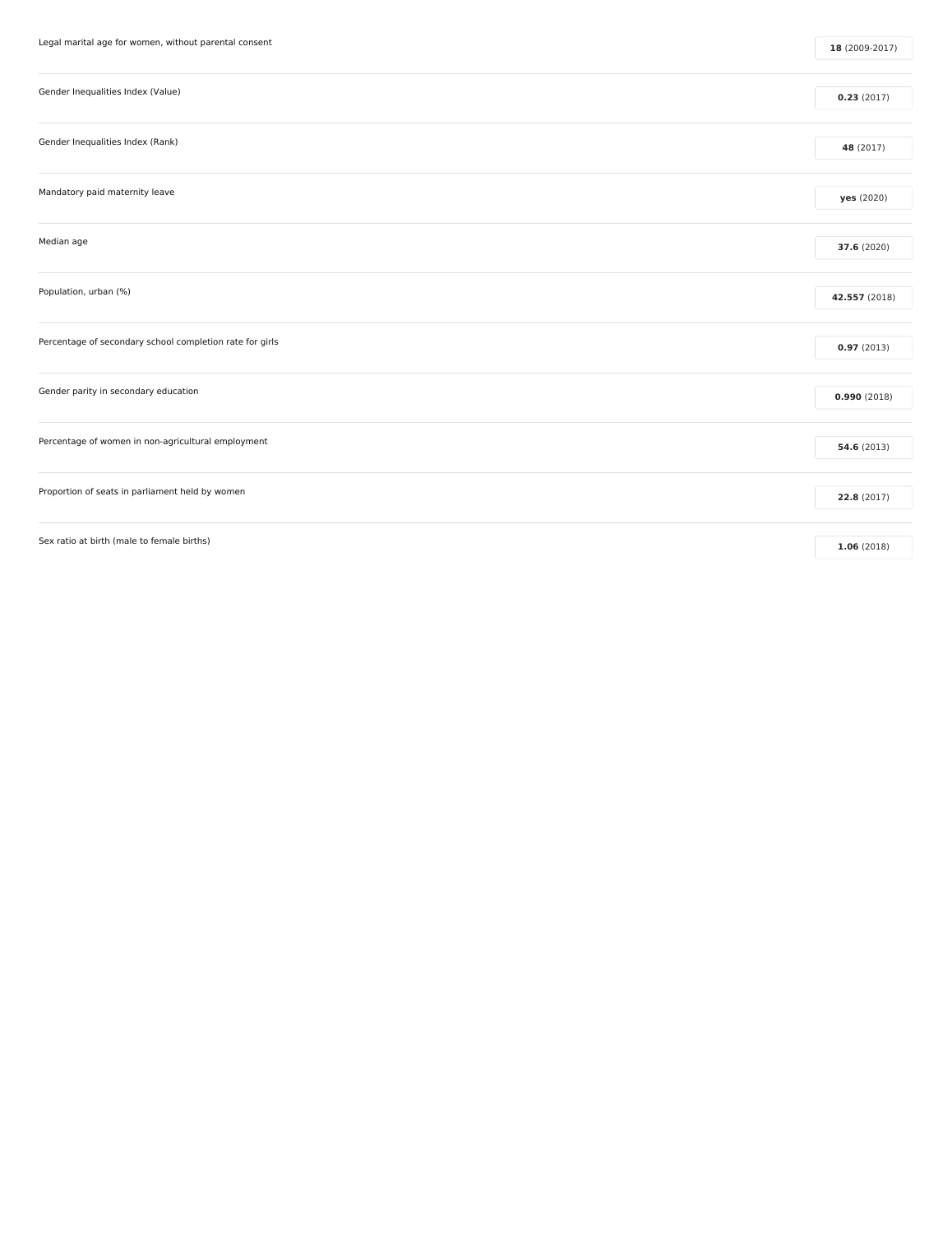| | |
|---|---|
| Legal marital age for women, without parental consent | **18** (2009-2017) |
| Gender Inequalities Index (Value) | **0.23** (2017) |
| Gender Inequalities Index (Rank) | **48** (2017) |
| Mandatory paid maternity leave | **yes** (2020) |
| Median age | **37.6** (2020) |
| Population, urban (%) | **42.557** (2018) |
| Percentage of secondary school completion rate for girls | **0.97** (2013) |
| Gender parity in secondary education | **0.990** (2018) |
| Percentage of women in non-agricultural employment | **54.6** (2013) |
| Proportion of seats in parliament held by women | **22.8** (2017) |
| Sex ratio at birth (male to female births) | **1.06** (2018) |